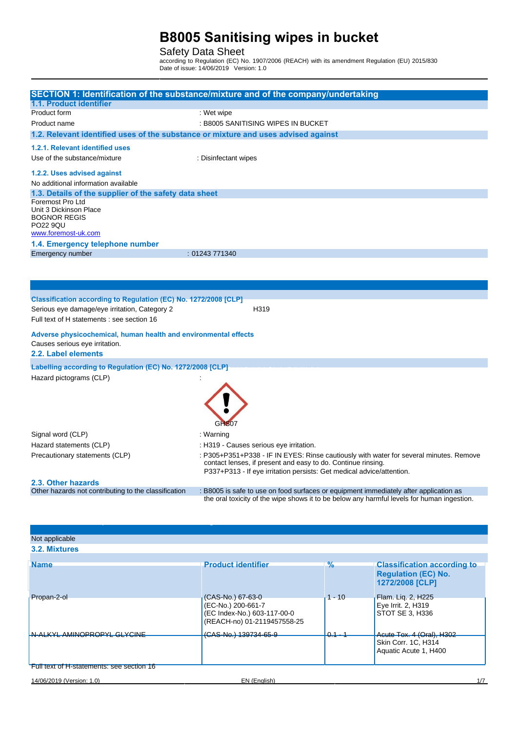# B8005 Sanitising wipes in bucket

Safety Data Sheet

according to Regulation (EC) No. 1907/2006 (REACH) with its amendment Regulation (EU) 2015/830
Date of issue: 14/06/2019 Version: 1.0

## SECTION 1: Identification of the substance/mixture and of the company/undertaking

### 1.1. Product identifier

Product form : Wet wipe

Product name : B8005 SANITISING WIPES IN BUCKET

### 1.2. Relevant identified uses of the substance or mixture and uses advised against

#### 1.2.1. Relevant identified uses

Use of the substance/mixture : Disinfectant wipes

#### 1.2.2. Uses advised against

No additional information available

### 1.3. Details of the supplier of the safety data sheet

Foremost Pro Ltd
Unit 3 Dickinson Place
BOGNOR REGIS
PO22 9QU
www.foremost-uk.com

### 1.4. Emergency telephone number

Emergency number : 01243 771340

## 

#### Classification according to Regulation (EC) No. 1272/2008 [CLP]

Serious eye damage/eye irritation, Category 2 H319

Full text of H statements : see section 16

#### Adverse physicochemical, human health and environmental effects

Causes serious eye irritation.

### 2.2. Label elements

#### Labelling according to Regulation (EC) No. 1272/2008 [CLP]

Hazard pictograms (CLP) :

GHS07

Signal word (CLP) : Warning

Hazard statements (CLP) : H319 - Causes serious eye irritation.

Precautionary statements (CLP) : P305+P351+P338 - IF IN EYES: Rinse cautiously with water for several minutes. Remove contact lenses, if present and easy to do. Continue rinsing.
P337+P313 - If eye irritation persists: Get medical advice/attention.

### 2.3. Other hazards

Other hazards not contributing to the classification : B8005 is safe to use on food surfaces or equipment immediately after application as the oral toxicity of the wipe shows it to be below any harmful levels for human ingestion.

## 

Not applicable

### 3.2. Mixtures

| Name | Product identifier | % | Classification according to Regulation (EC) No. 1272/2008 [CLP] |
|---|---|---|---|
| Propan-2-ol | (CAS-No.) 67-63-0<br>(EC-No.) 200-661-7<br>(EC Index-No.) 603-117-00-0<br>(REACH-no) 01-2119457558-25 | 1 - 10 | Flam. Liq. 2, H225<br>Eye Irrit. 2, H319<br>STOT SE 3, H336 |
| N-ALKYL AMINOPROPYL GLYCINE | (CAS-No.) 139734-65-9 | 0.1 - 1 | Acute Tox. 4 (Oral), H302<br>Skin Corr. 1C, H314<br>Aquatic Acute 1, H400 |

Full text of H-statements: see section 16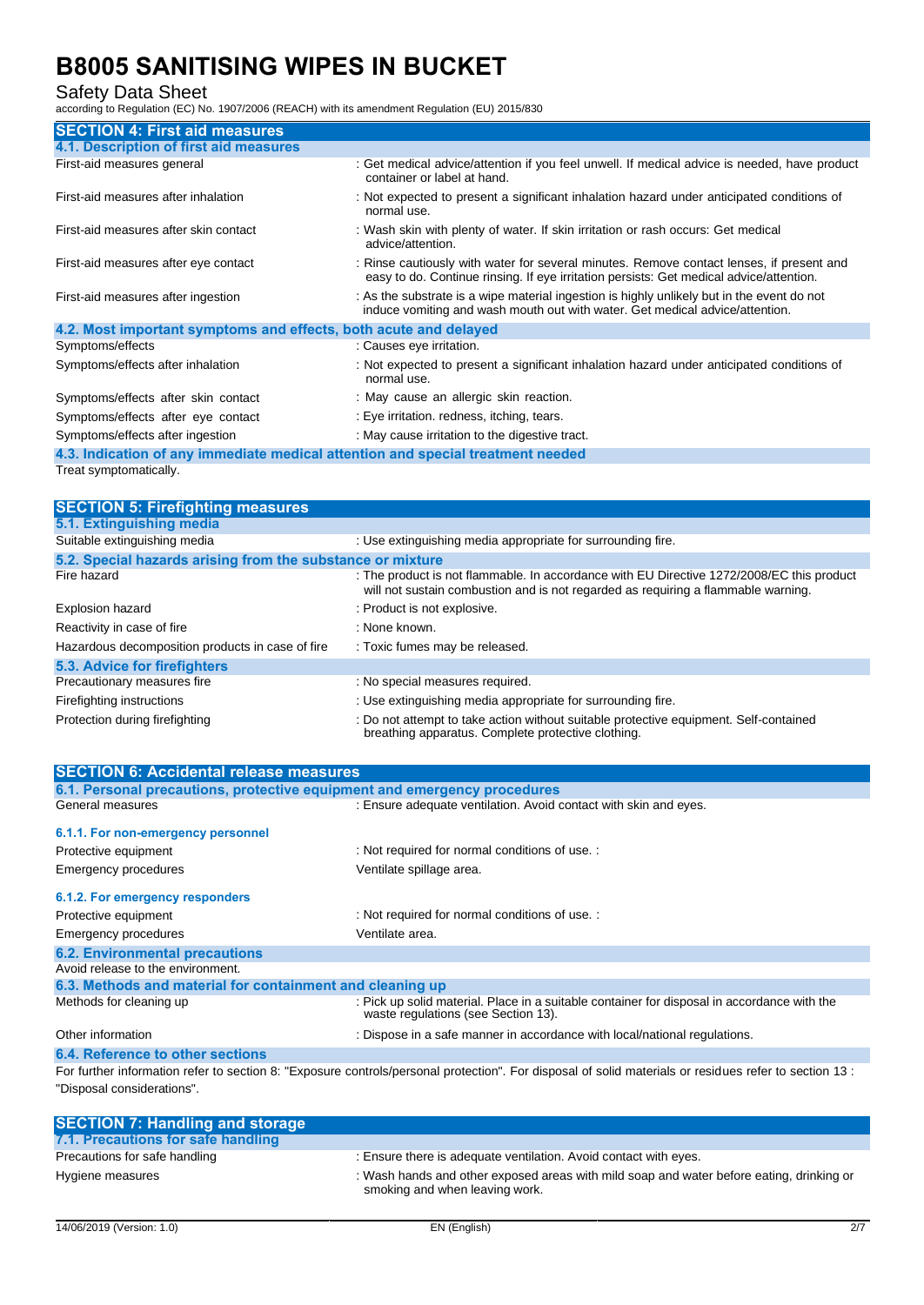## SECTION 4: First aid measures

### 4.1. Description of first aid measures

| | |
|---|---|
| First-aid measures general | : Get medical advice/attention if you feel unwell. If medical advice is needed, have product container or label at hand. |
| First-aid measures after inhalation | : Not expected to present a significant inhalation hazard under anticipated conditions of normal use. |
| First-aid measures after skin contact | : Wash skin with plenty of water. If skin irritation or rash occurs: Get medical advice/attention. |
| First-aid measures after eye contact | : Rinse cautiously with water for several minutes. Remove contact lenses, if present and easy to do. Continue rinsing. If eye irritation persists: Get medical advice/attention. |
| First-aid measures after ingestion | : As the substrate is a wipe material ingestion is highly unlikely but in the event do not induce vomiting and wash mouth out with water. Get medical advice/attention. |

### 4.2. Most important symptoms and effects, both acute and delayed

| | |
|---|---|
| Symptoms/effects | : Causes eye irritation. |
| Symptoms/effects after inhalation | : Not expected to present a significant inhalation hazard under anticipated conditions of normal use. |
| Symptoms/effects after skin contact | : May cause an allergic skin reaction. |
| Symptoms/effects after eye contact | : Eye irritation. redness, itching, tears. |
| Symptoms/effects after ingestion | : May cause irritation to the digestive tract. |

### 4.3. Indication of any immediate medical attention and special treatment needed

Treat symptomatically.

## SECTION 5: Firefighting measures

### 5.1. Extinguishing media

| | |
|---|---|
| Suitable extinguishing media | : Use extinguishing media appropriate for surrounding fire. |

### 5.2. Special hazards arising from the substance or mixture

| | |
|---|---|
| Fire hazard | : The product is not flammable. In accordance with EU Directive 1272/2008/EC this product will not sustain combustion and is not regarded as requiring a flammable warning. |
| Explosion hazard | : Product is not explosive. |
| Reactivity in case of fire | : None known. |
| Hazardous decomposition products in case of fire | : Toxic fumes may be released. |

### 5.3. Advice for firefighters

| | |
|---|---|
| Precautionary measures fire | : No special measures required. |
| Firefighting instructions | : Use extinguishing media appropriate for surrounding fire. |
| Protection during firefighting | : Do not attempt to take action without suitable protective equipment. Self-contained breathing apparatus. Complete protective clothing. |

## SECTION 6: Accidental release measures

### 6.1. Personal precautions, protective equipment and emergency procedures

| | |
|---|---|
| General measures | : Ensure adequate ventilation. Avoid contact with skin and eyes. |

#### 6.1.1. For non-emergency personnel

| | |
|---|---|
| Protective equipment | : Not required for normal conditions of use. : |
| Emergency procedures | Ventilate spillage area. |

#### 6.1.2. For emergency responders

| | |
|---|---|
| Protective equipment | : Not required for normal conditions of use. : |
| Emergency procedures | Ventilate area. |

### 6.2. Environmental precautions

Avoid release to the environment.

### 6.3. Methods and material for containment and cleaning up

| | |
|---|---|
| Methods for cleaning up | : Pick up solid material. Place in a suitable container for disposal in accordance with the waste regulations (see Section 13). |
| Other information | : Dispose in a safe manner in accordance with local/national regulations. |

### 6.4. Reference to other sections

For further information refer to section 8: "Exposure controls/personal protection". For disposal of solid materials or residues refer to section 13 : "Disposal considerations".

## SECTION 7: Handling and storage

### 7.1. Precautions for safe handling

| | |
|---|---|
| Precautions for safe handling | : Ensure there is adequate ventilation. Avoid contact with eyes. |
| Hygiene measures | : Wash hands and other exposed areas with mild soap and water before eating, drinking or smoking and when leaving work. |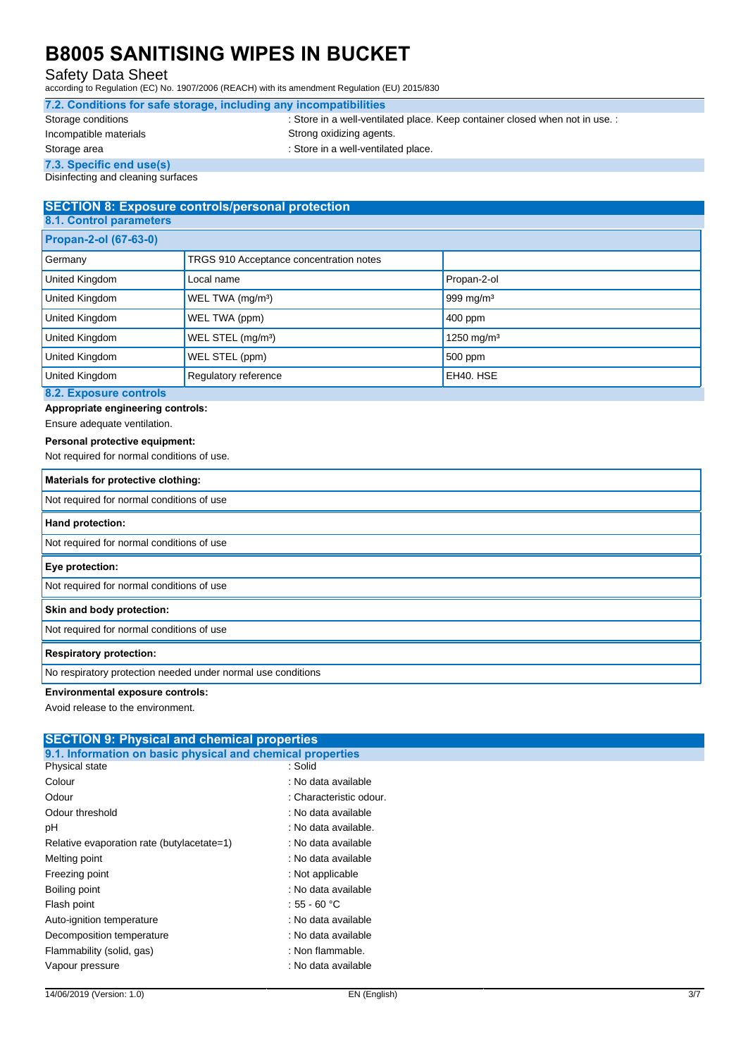#### 7.2. Conditions for safe storage, including any incompatibilities

| | |
|---|---|
| Storage conditions | : Store in a well-ventilated place. Keep container closed when not in use. : |
| Incompatible materials | Strong oxidizing agents. |
| Storage area | : Store in a well-ventilated place. |

#### 7.3. Specific end use(s)

Disinfecting and cleaning surfaces

## SECTION 8: Exposure controls/personal protection

### 8.1. Control parameters

| Propan-2-ol (67-63-0) | | |
|---|---|---|
| Germany | TRGS 910 Acceptance concentration notes | |
| United Kingdom | Local name | Propan-2-ol |
| United Kingdom | WEL TWA (mg/m³) | 999 mg/m³ |
| United Kingdom | WEL TWA (ppm) | 400 ppm |
| United Kingdom | WEL STEL (mg/m³) | 1250 mg/m³ |
| United Kingdom | WEL STEL (ppm) | 500 ppm |
| United Kingdom | Regulatory reference | EH40. HSE |

### 8.2. Exposure controls

**Appropriate engineering controls:**

Ensure adequate ventilation.

**Personal protective equipment:**

Not required for normal conditions of use.

| **Materials for protective clothing:** |
|---|
| Not required for normal conditions of use |

| **Hand protection:** |
|---|
| Not required for normal conditions of use |

| **Eye protection:** |
|---|
| Not required for normal conditions of use |

| **Skin and body protection:** |
|---|
| Not required for normal conditions of use |

| **Respiratory protection:** |
|---|
| No respiratory protection needed under normal use conditions |

**Environmental exposure controls:**

Avoid release to the environment.

## SECTION 9: Physical and chemical properties

### 9.1. Information on basic physical and chemical properties

| | |
|---|---|
| Physical state | : Solid |
| Colour | : No data available |
| Odour | : Characteristic odour. |
| Odour threshold | : No data available |
| pH | : No data available. |
| Relative evaporation rate (butylacetate=1) | : No data available |
| Melting point | : No data available |
| Freezing point | : Not applicable |
| Boiling point | : No data available |
| Flash point | : 55 - 60 °C |
| Auto-ignition temperature | : No data available |
| Decomposition temperature | : No data available |
| Flammability (solid, gas) | : Non flammable. |
| Vapour pressure | : No data available |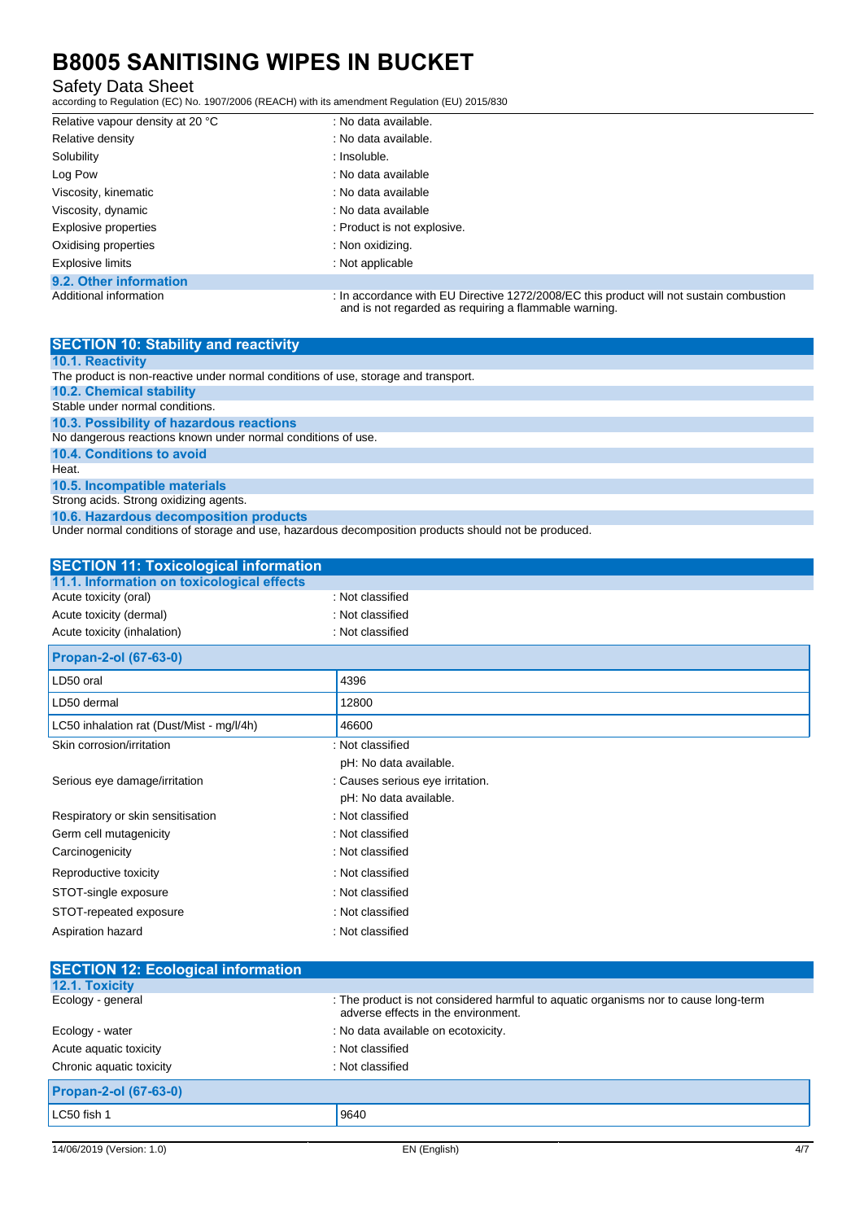| | |
|---|---|
| Relative vapour density at 20 °C | : No data available. |
| Relative density | : No data available. |
| Solubility | : Insoluble. |
| Log Pow | : No data available |
| Viscosity, kinematic | : No data available |
| Viscosity, dynamic | : No data available |
| Explosive properties | : Product is not explosive. |
| Oxidising properties | : Non oxidizing. |
| Explosive limits | : Not applicable |

### 9.2. Other information

| | |
|---|---|
| Additional information | : In accordance with EU Directive 1272/2008/EC this product will not sustain combustion and is not regarded as requiring a flammable warning. |

## SECTION 10: Stability and reactivity

### 10.1. Reactivity

The product is non-reactive under normal conditions of use, storage and transport.

### 10.2. Chemical stability

Stable under normal conditions.

### 10.3. Possibility of hazardous reactions

No dangerous reactions known under normal conditions of use.

### 10.4. Conditions to avoid

Heat.

### 10.5. Incompatible materials

Strong acids. Strong oxidizing agents.

### 10.6. Hazardous decomposition products

Under normal conditions of storage and use, hazardous decomposition products should not be produced.

## SECTION 11: Toxicological information

### 11.1. Information on toxicological effects

| | |
|---|---|
| Acute toxicity (oral) | : Not classified |
| Acute toxicity (dermal) | : Not classified |
| Acute toxicity (inhalation) | : Not classified |

| Propan-2-ol (67-63-0) | |
|---|---|
| LD50 oral | 4396 |
| LD50 dermal | 12800 |
| LC50 inhalation rat (Dust/Mist - mg/l/4h) | 46600 |

| | |
|---|---|
| Skin corrosion/irritation | : Not classified |
| | pH: No data available. |
| Serious eye damage/irritation | : Causes serious eye irritation. |
| | pH: No data available. |
| Respiratory or skin sensitisation | : Not classified |
| Germ cell mutagenicity | : Not classified |
| Carcinogenicity | : Not classified |
| Reproductive toxicity | : Not classified |
| STOT-single exposure | : Not classified |
| STOT-repeated exposure | : Not classified |
| Aspiration hazard | : Not classified |

## SECTION 12: Ecological information

### 12.1. Toxicity

| | |
|---|---|
| Ecology - general | : The product is not considered harmful to aquatic organisms nor to cause long-term adverse effects in the environment. |
| Ecology - water | : No data available on ecotoxicity. |
| Acute aquatic toxicity | : Not classified |
| Chronic aquatic toxicity | : Not classified |

| Propan-2-ol (67-63-0) | |
|---|---|
| LC50 fish 1 | 9640 |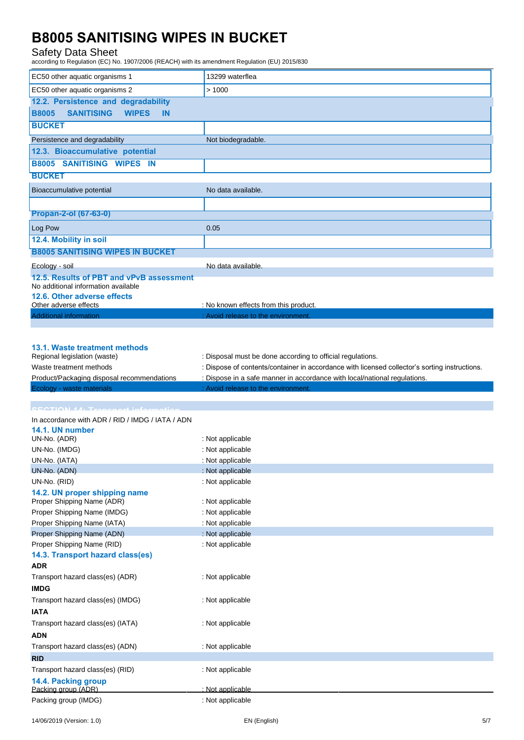| | |
|---|---|
| EC50 other aquatic organisms 1 | 13299 waterflea |
| EC50 other aquatic organisms 2 | > 1000 |

### 12.2. Persistence and degradability

| **B8005 SANITISING WIPES IN BUCKET** | |
|---|---|
| Persistence and degradability | Not biodegradable. |

### 12.3. Bioaccumulative potential

| **B8005 SANITISING WIPES IN BUCKET** | |
|---|---|
| Bioaccumulative potential | No data available. |

| **Propan-2-ol (67-63-0)** | |
|---|---|
| Log Pow | 0.05 |

### 12.4. Mobility in soil

| **B8005 SANITISING WIPES IN BUCKET** | |
|---|---|
| Ecology - soil | No data available. |

### 12.5. Results of PBT and vPvB assessment

No additional information available

### 12.6. Other adverse effects

| | |
|---|---|
| Other adverse effects | : No known effects from this product. |
| Additional information | : Avoid release to the environment. |

### 13.1. Waste treatment methods

| | |
|---|---|
| Regional legislation (waste) | : Disposal must be done according to official regulations. |
| Waste treatment methods | : Dispose of contents/container in accordance with licensed collector's sorting instructions. |
| Product/Packaging disposal recommendations | : Dispose in a safe manner in accordance with local/national regulations. |
| Ecology - waste materials | : Avoid release to the environment. |

## SECTION 14: Transport information

In accordance with ADR / RID / IMDG / IATA / ADN

### 14.1. UN number

| | |
|---|---|
| UN-No. (ADR) | : Not applicable |
| UN-No. (IMDG) | : Not applicable |
| UN-No. (IATA) | : Not applicable |
| UN-No. (ADN) | : Not applicable |
| UN-No. (RID) | : Not applicable |

### 14.2. UN proper shipping name

| | |
|---|---|
| Proper Shipping Name (ADR) | : Not applicable |
| Proper Shipping Name (IMDG) | : Not applicable |
| Proper Shipping Name (IATA) | : Not applicable |
| Proper Shipping Name (ADN) | : Not applicable |
| Proper Shipping Name (RID) | : Not applicable |

### 14.3. Transport hazard class(es)

**ADR**

Transport hazard class(es) (ADR) : Not applicable

**IMDG**

Transport hazard class(es) (IMDG) : Not applicable

**IATA**

Transport hazard class(es) (IATA) : Not applicable

**ADN**

Transport hazard class(es) (ADN) : Not applicable

**RID**

Transport hazard class(es) (RID) : Not applicable

### 14.4. Packing group

| | |
|---|---|
| Packing group (ADR) | : Not applicable |
| Packing group (IMDG) | : Not applicable |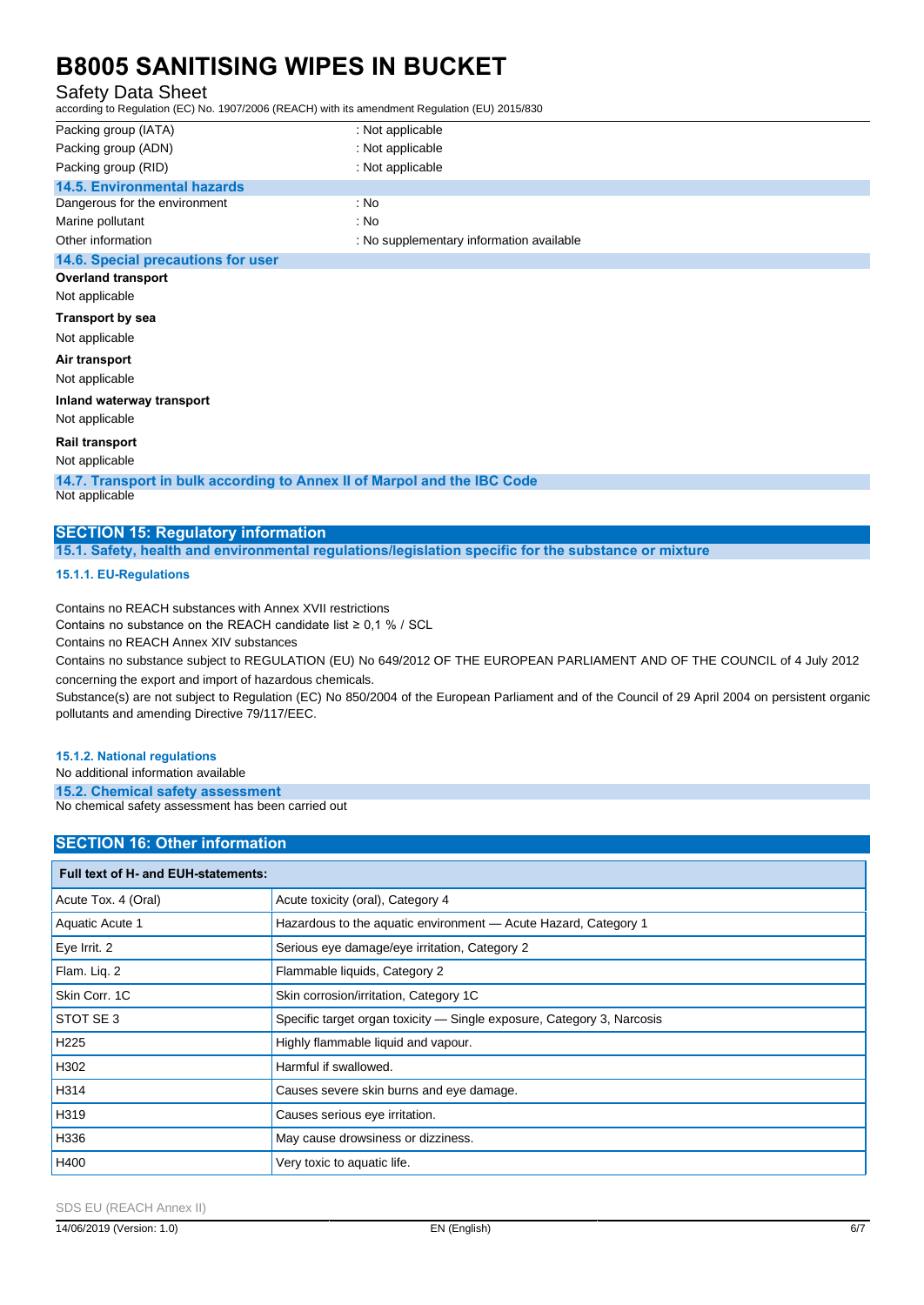| | |
|---|---|
| Packing group (IATA) | : Not applicable |
| Packing group (ADN) | : Not applicable |
| Packing group (RID) | : Not applicable |

### 14.5. Environmental hazards

| | |
|---|---|
| Dangerous for the environment | : No |
| Marine pollutant | : No |
| Other information | : No supplementary information available |

### 14.6. Special precautions for user

**Overland transport**

Not applicable

**Transport by sea**

Not applicable

**Air transport**

Not applicable

**Inland waterway transport**

Not applicable

**Rail transport**

Not applicable

### 14.7. Transport in bulk according to Annex II of Marpol and the IBC Code

Not applicable

## SECTION 15: Regulatory information

### 15.1. Safety, health and environmental regulations/legislation specific for the substance or mixture

#### 15.1.1. EU-Regulations

Contains no REACH substances with Annex XVII restrictions

Contains no substance on the REACH candidate list ≥ 0,1 % / SCL

Contains no REACH Annex XIV substances

Contains no substance subject to REGULATION (EU) No 649/2012 OF THE EUROPEAN PARLIAMENT AND OF THE COUNCIL of 4 July 2012 concerning the export and import of hazardous chemicals.

Substance(s) are not subject to Regulation (EC) No 850/2004 of the European Parliament and of the Council of 29 April 2004 on persistent organic pollutants and amending Directive 79/117/EEC.

#### 15.1.2. National regulations

No additional information available

### 15.2. Chemical safety assessment

No chemical safety assessment has been carried out

## SECTION 16: Other information

| Full text of H- and EUH-statements: | |
|---|---|
| Acute Tox. 4 (Oral) | Acute toxicity (oral), Category 4 |
| Aquatic Acute 1 | Hazardous to the aquatic environment — Acute Hazard, Category 1 |
| Eye Irrit. 2 | Serious eye damage/eye irritation, Category 2 |
| Flam. Liq. 2 | Flammable liquids, Category 2 |
| Skin Corr. 1C | Skin corrosion/irritation, Category 1C |
| STOT SE 3 | Specific target organ toxicity — Single exposure, Category 3, Narcosis |
| H225 | Highly flammable liquid and vapour. |
| H302 | Harmful if swallowed. |
| H314 | Causes severe skin burns and eye damage. |
| H319 | Causes serious eye irritation. |
| H336 | May cause drowsiness or dizziness. |
| H400 | Very toxic to aquatic life. |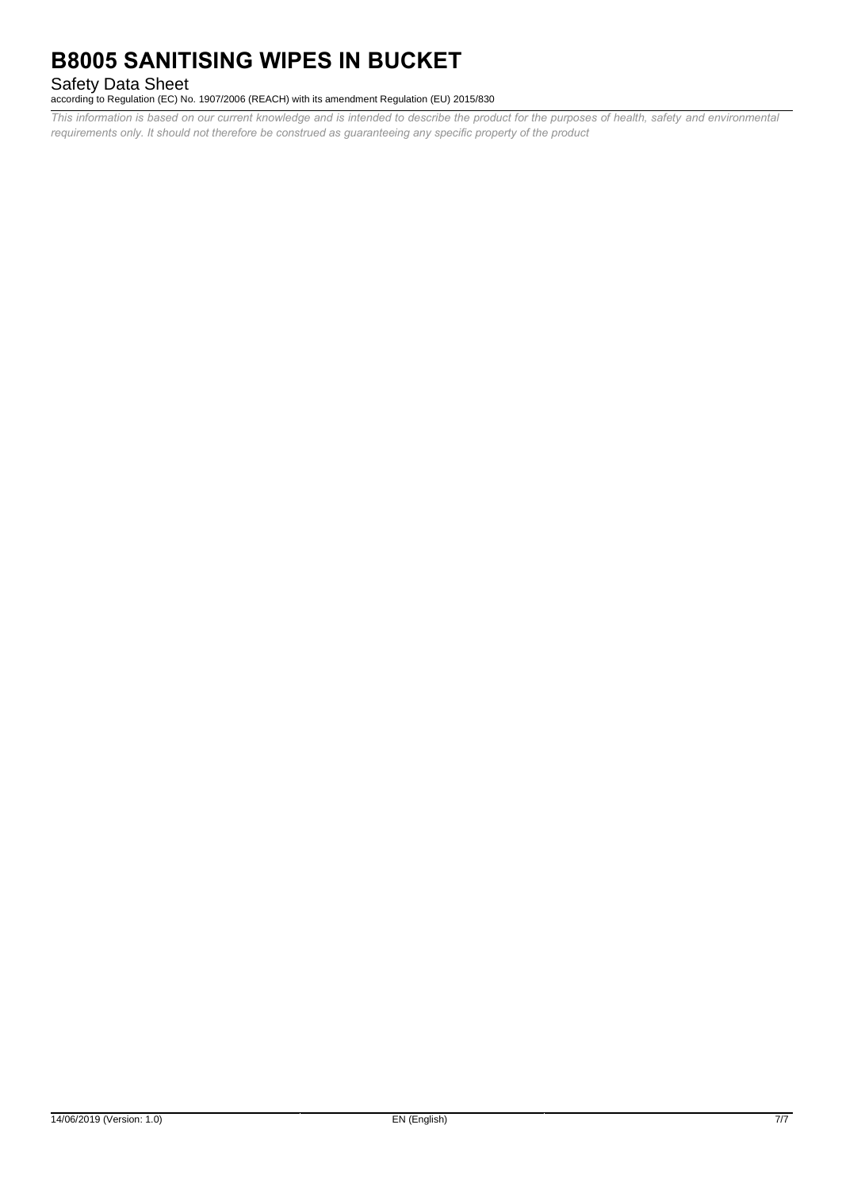*This information is based on our current knowledge and is intended to describe the product for the purposes of health, safety and environmental requirements only. It should not therefore be construed as guaranteeing any specific property of the product*